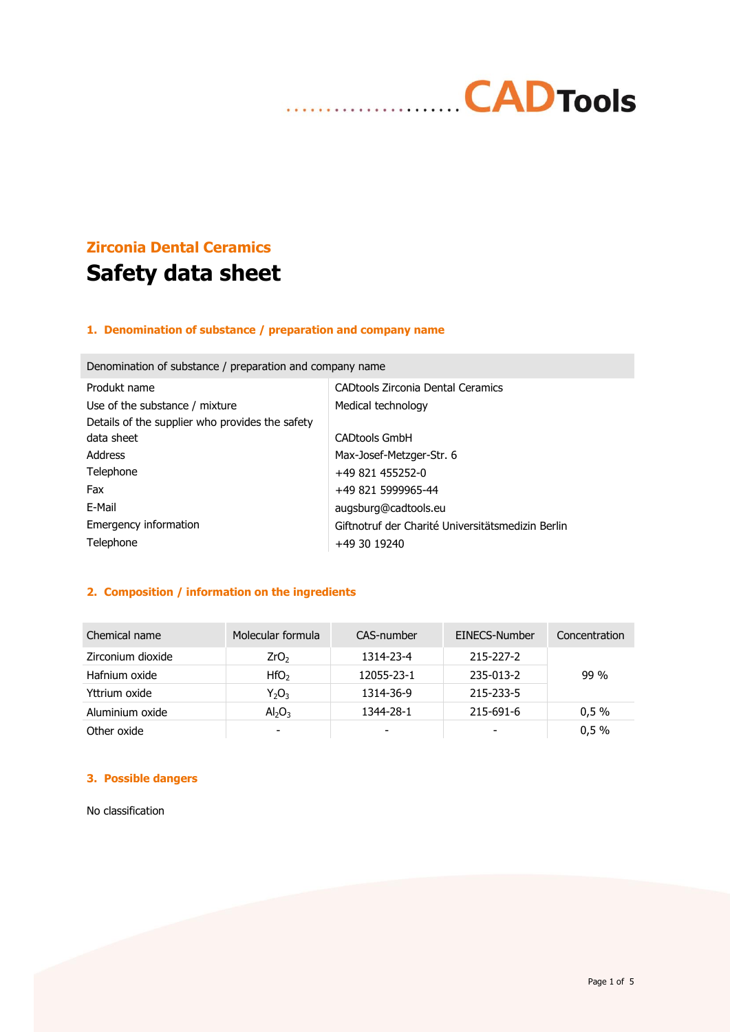CADTools

## Zirconia Dental Ceramics

# Safety data sheet

### 1. Denomination of substance / preparation and company name

| Denomination of substance / preparation and company name | |
|---|---|
| Produkt name | CADtools Zirconia Dental Ceramics |
| Use of the substance / mixture | Medical technology |
| Details of the supplier who provides the safety data sheet | CADtools GmbH |
| Address | Max-Josef-Metzger-Str. 6 |
| Telephone | +49 821 455252-0 |
| Fax | +49 821 5999965-44 |
| E-Mail | augsburg@cadtools.eu |
| Emergency information | Giftnotruf der Charité Universitätsmedizin Berlin |
| Telephone | +49 30 19240 |

### 2. Composition / information on the ingredients

| Chemical name | Molecular formula | CAS-number | EINECS-Number | Concentration |
|---|---|---|---|---|
| Zirconium dioxide | $ZrO_2$ | 1314-23-4 | 215-227-2 | 99 % |
| Hafnium oxide | $HfO_2$ | 12055-23-1 | 235-013-2 | |
| Yttrium oxide | $Y_2O_3$ | 1314-36-9 | 215-233-5 | |
| Aluminium oxide | $Al_2O_3$ | 1344-28-1 | 215-691-6 | 0,5 % |
| Other oxide | - | - | - | 0,5 % |

### 3. Possible dangers

No classification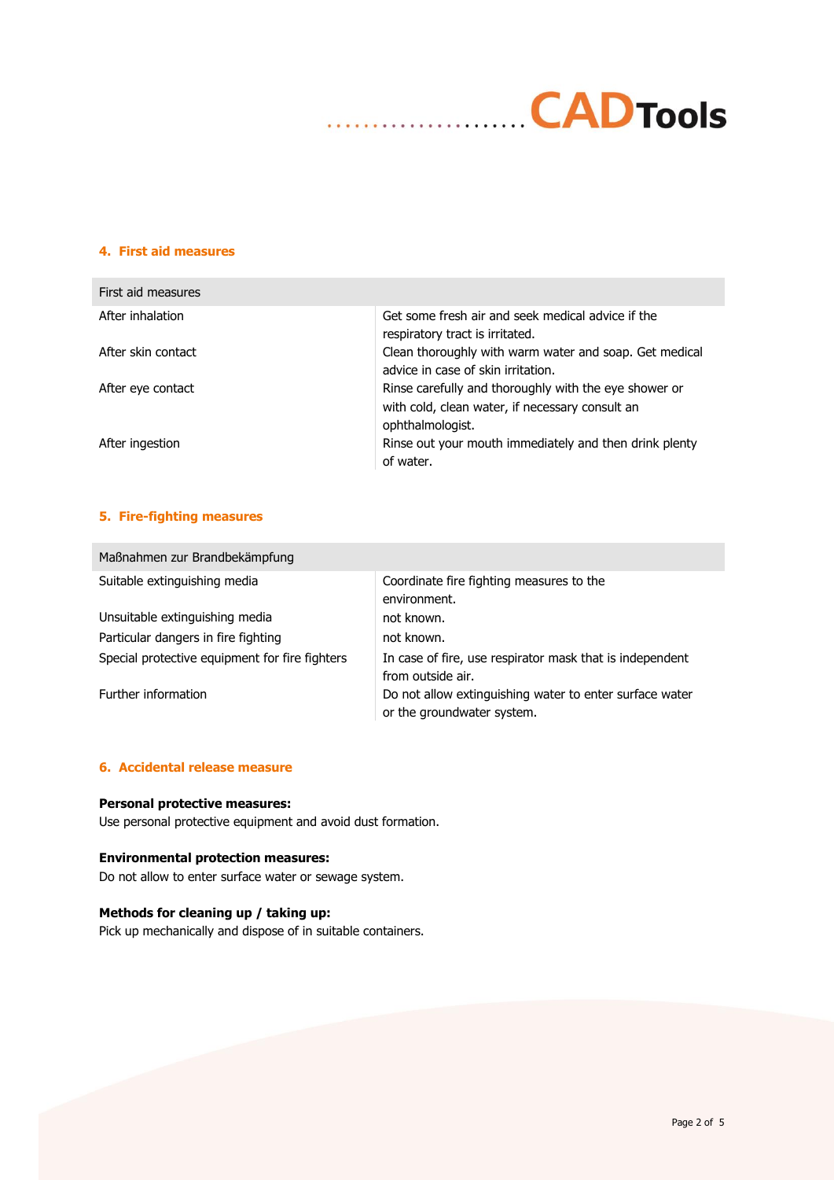## 4. First aid measures

| First aid measures | |
|---|---|
| After inhalation | Get some fresh air and seek medical advice if the respiratory tract is irritated. |
| After skin contact | Clean thoroughly with warm water and soap. Get medical advice in case of skin irritation. |
| After eye contact | Rinse carefully and thoroughly with the eye shower or with cold, clean water, if necessary consult an ophthalmologist. |
| After ingestion | Rinse out your mouth immediately and then drink plenty of water. |

## 5. Fire-fighting measures

| Maßnahmen zur Brandbekämpfung | |
|---|---|
| Suitable extinguishing media | Coordinate fire fighting measures to the environment. |
| Unsuitable extinguishing media | not known. |
| Particular dangers in fire fighting | not known. |
| Special protective equipment for fire fighters | In case of fire, use respirator mask that is independent from outside air. |
| Further information | Do not allow extinguishing water to enter surface water or the groundwater system. |

## 6. Accidental release measure

**Personal protective measures:**
Use personal protective equipment and avoid dust formation.

**Environmental protection measures:**
Do not allow to enter surface water or sewage system.

**Methods for cleaning up / taking up:**
Pick up mechanically and dispose of in suitable containers.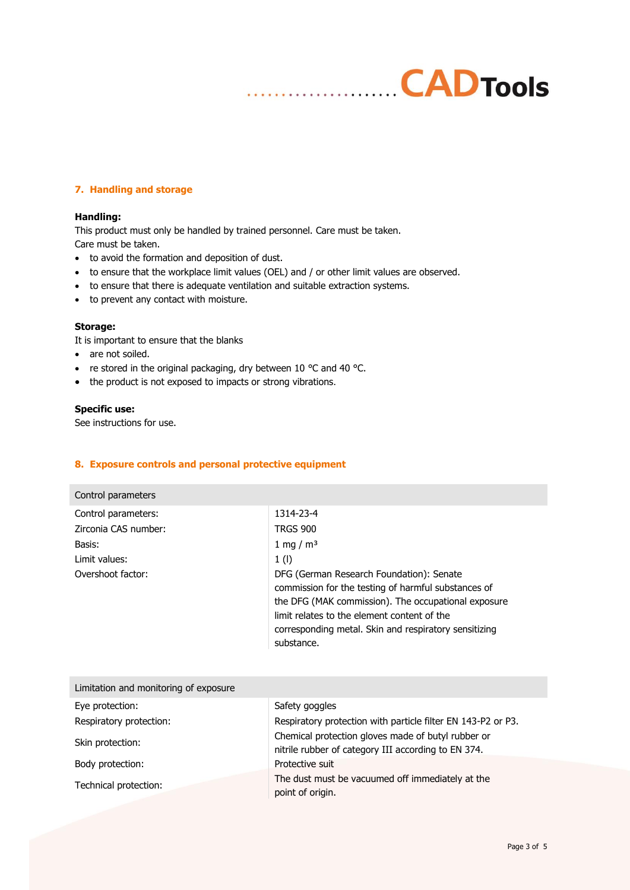## 7. Handling and storage

**Handling:**
This product must only be handled by trained personnel. Care must be taken.
Care must be taken.

- to avoid the formation and deposition of dust.
- to ensure that the workplace limit values (OEL) and / or other limit values are observed.
- to ensure that there is adequate ventilation and suitable extraction systems.
- to prevent any contact with moisture.

**Storage:**
It is important to ensure that the blanks

- are not soiled.
- re stored in the original packaging, dry between 10 °C and 40 °C.
- the product is not exposed to impacts or strong vibrations.

**Specific use:**
See instructions for use.

## 8. Exposure controls and personal protective equipment

| Control parameters | |
|---|---|
| Control parameters: | 1314-23-4 |
| Zirconia CAS number: | TRGS 900 |
| Basis: | 1 mg / m³ |
| Limit values: | 1 (I) |
| Overshoot factor: | DFG (German Research Foundation): Senate commission for the testing of harmful substances of the DFG (MAK commission). The occupational exposure limit relates to the element content of the corresponding metal. Skin and respiratory sensitizing substance. |

| Limitation and monitoring of exposure | |
|---|---|
| Eye protection: | Safety goggles |
| Respiratory protection: | Respiratory protection with particle filter EN 143-P2 or P3. |
| Skin protection: | Chemical protection gloves made of butyl rubber or nitrile rubber of category III according to EN 374. |
| Body protection: | Protective suit |
| Technical protection: | The dust must be vacuumed off immediately at the point of origin. |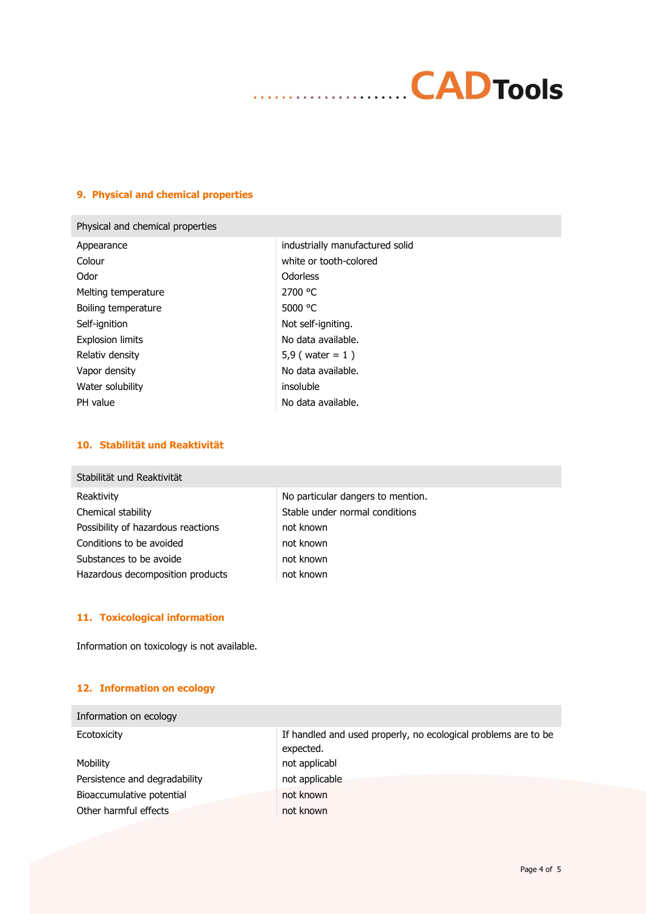## 9. Physical and chemical properties

| Physical and chemical properties | |
|---|---|
| Appearance | industrially manufactured solid |
| Colour | white or tooth-colored |
| Odor | Odorless |
| Melting temperature | 2700 °C |
| Boiling temperature | 5000 °C |
| Self-ignition | Not self-igniting. |
| Explosion limits | No data available. |
| Relativ density | 5,9 ( water = 1 ) |
| Vapor density | No data available. |
| Water solubility | insoluble |
| PH value | No data available. |

## 10. Stabilität und Reaktivität

| Stabilität und Reaktivität | |
|---|---|
| Reaktivity | No particular dangers to mention. |
| Chemical stability | Stable under normal conditions |
| Possibility of hazardous reactions | not known |
| Conditions to be avoided | not known |
| Substances to be avoide | not known |
| Hazardous decomposition products | not known |

## 11. Toxicological information

Information on toxicology is not available.

## 12. Information on ecology

| Information on ecology | |
|---|---|
| Ecotoxicity | If handled and used properly, no ecological problems are to be expected. |
| Mobility | not applicabl |
| Persistence and degradability | not applicable |
| Bioaccumulative potential | not known |
| Other harmful effects | not known |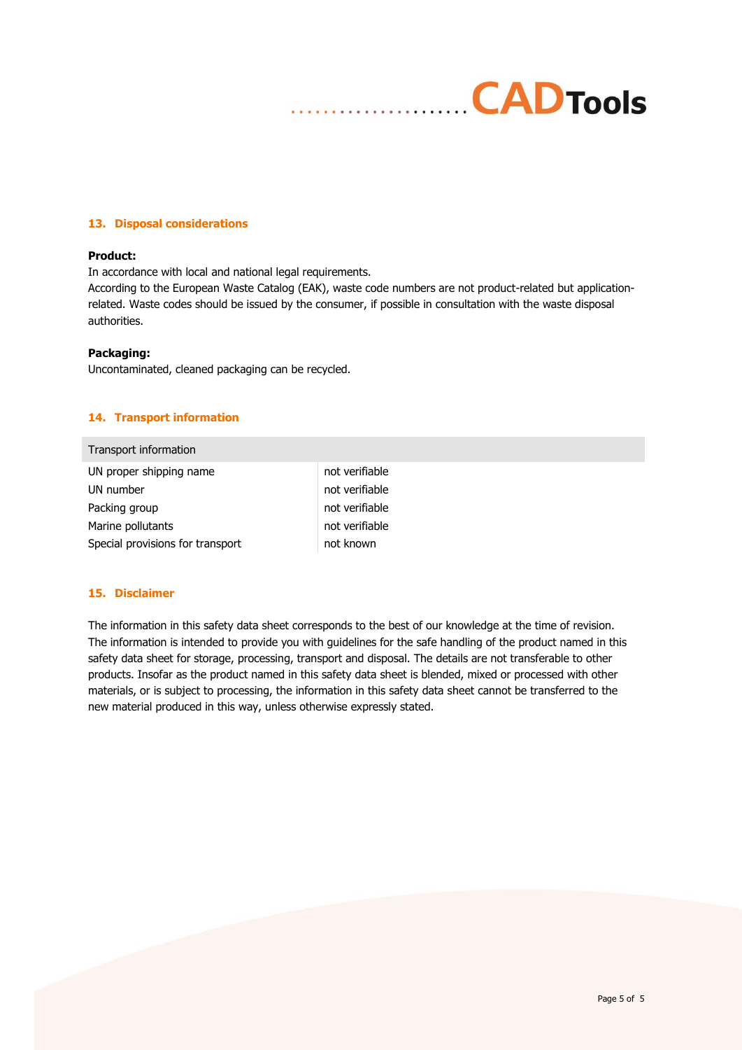## 13. Disposal considerations

**Product:**
In accordance with local and national legal requirements.
According to the European Waste Catalog (EAK), waste code numbers are not product-related but application-related. Waste codes should be issued by the consumer, if possible in consultation with the waste disposal authorities.

**Packaging:**
Uncontaminated, cleaned packaging can be recycled.

## 14. Transport information

| Transport information | |
|---|---|
| UN proper shipping name | not verifiable |
| UN number | not verifiable |
| Packing group | not verifiable |
| Marine pollutants | not verifiable |
| Special provisions for transport | not known |

## 15. Disclaimer

The information in this safety data sheet corresponds to the best of our knowledge at the time of revision. The information is intended to provide you with guidelines for the safe handling of the product named in this safety data sheet for storage, processing, transport and disposal. The details are not transferable to other products. Insofar as the product named in this safety data sheet is blended, mixed or processed with other materials, or is subject to processing, the information in this safety data sheet cannot be transferred to the new material produced in this way, unless otherwise expressly stated.